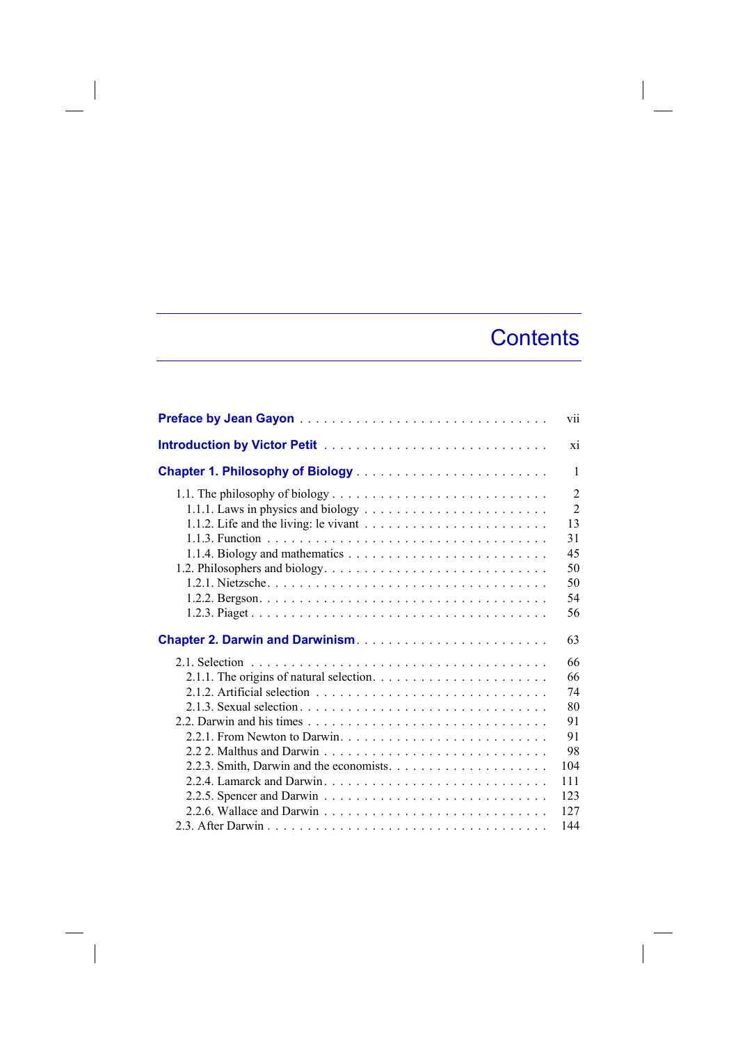# Contents

**Preface by Jean Gayon** . . . . . . . . . . vii

**Introduction by Victor Petit** . . . . . . . . . . xi

**Chapter 1. Philosophy of Biology** . . . . . . . . . . 1

- 1.1. The philosophy of biology . . . . . . . . . . 2
  - 1.1.1. Laws in physics and biology . . . . . . . . . . 2
  - 1.1.2. Life and the living: le vivant . . . . . . . . . . 13
  - 1.1.3. Function . . . . . . . . . . 31
  - 1.1.4. Biology and mathematics . . . . . . . . . . 45
- 1.2. Philosophers and biology. . . . . . . . . . . 50
  - 1.2.1. Nietzsche. . . . . . . . . . . 50
  - 1.2.2. Bergson. . . . . . . . . . . 54
  - 1.2.3. Piaget . . . . . . . . . . 56

**Chapter 2. Darwin and Darwinism**. . . . . . . . . . 63

- 2.1. Selection . . . . . . . . . . 66
  - 2.1.1. The origins of natural selection. . . . . . . . . . . 66
  - 2.1.2. Artificial selection . . . . . . . . . . 74
  - 2.1.3. Sexual selection . . . . . . . . . . 80
- 2.2. Darwin and his times . . . . . . . . . . 91
  - 2.2.1. From Newton to Darwin. . . . . . . . . . . 91
  - 2.2 2. Malthus and Darwin . . . . . . . . . . 98
  - 2.2.3. Smith, Darwin and the economists. . . . . . . . . . . 104
  - 2.2.4. Lamarck and Darwin. . . . . . . . . . . 111
  - 2.2.5. Spencer and Darwin . . . . . . . . . . 123
  - 2.2.6. Wallace and Darwin . . . . . . . . . . 127
- 2.3. After Darwin . . . . . . . . . . 144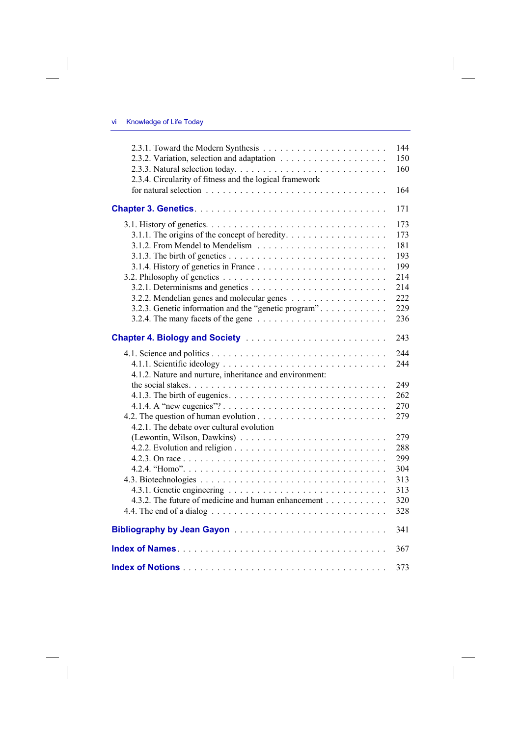2.3.1. Toward the Modern Synthesis . . . . . . . . . . . . . . . . . . . . . . 144
2.3.2. Variation, selection and adaptation . . . . . . . . . . . . . . . . . . 150
2.3.3. Natural selection today. . . . . . . . . . . . . . . . . . . . . . . . . . . 160
2.3.4. Circularity of fitness and the logical framework for natural selection . . . . . . . . . . . . . . . . . . . . . . . . . . . . . . 164

## Chapter 3. Genetics. . . . . . . . . . . . . . . . . . . . . . . . . . . . . . . 171

3.1. History of genetics. . . . . . . . . . . . . . . . . . . . . . . . . . . . . 173
3.1.1. The origins of the concept of heredity. . . . . . . . . . . . . . . . . . 173
3.1.2. From Mendel to Mendelism . . . . . . . . . . . . . . . . . . . . . . . 181
3.1.3. The birth of genetics . . . . . . . . . . . . . . . . . . . . . . . . . . . 193
3.1.4. History of genetics in France . . . . . . . . . . . . . . . . . . . . . . 199
3.2. Philosophy of genetics . . . . . . . . . . . . . . . . . . . . . . . . . . . 214
3.2.1. Determinisms and genetics . . . . . . . . . . . . . . . . . . . . . . . 214
3.2.2. Mendelian genes and molecular genes . . . . . . . . . . . . . . . . . 222
3.2.3. Genetic information and the "genetic program". . . . . . . . . . . . 229
3.2.4. The many facets of the gene . . . . . . . . . . . . . . . . . . . . . . 236

## Chapter 4. Biology and Society . . . . . . . . . . . . . . . . . . . . . . . . 243

4.1. Science and politics . . . . . . . . . . . . . . . . . . . . . . . . . . . . 244
4.1.1. Scientific ideology . . . . . . . . . . . . . . . . . . . . . . . . . . . . 244
4.1.2. Nature and nurture, inheritance and environment: the social stakes. . . . . . . . . . . . . . . . . . . . . . . . . . . . . . . . . 249
4.1.3. The birth of eugenics. . . . . . . . . . . . . . . . . . . . . . . . . . . 262
4.1.4. A "new eugenics"? . . . . . . . . . . . . . . . . . . . . . . . . . . . . 270
4.2. The question of human evolution . . . . . . . . . . . . . . . . . . . . . 279
4.2.1. The debate over cultural evolution (Lewontin, Wilson, Dawkins) . . . . . . . . . . . . . . . . . . . . . . . . . 279
4.2.2. Evolution and religion . . . . . . . . . . . . . . . . . . . . . . . . . . 288
4.2.3. On race . . . . . . . . . . . . . . . . . . . . . . . . . . . . . . . . . . . 299
4.2.4. "Homo". . . . . . . . . . . . . . . . . . . . . . . . . . . . . . . . . . . 304
4.3. Biotechnologies . . . . . . . . . . . . . . . . . . . . . . . . . . . . . . . 313
4.3.1. Genetic engineering . . . . . . . . . . . . . . . . . . . . . . . . . . . 313
4.3.2. The future of medicine and human enhancement . . . . . . . . . . . 320
4.4. The end of a dialog . . . . . . . . . . . . . . . . . . . . . . . . . . . . . 328

## Bibliography by Jean Gayon . . . . . . . . . . . . . . . . . . . . . . . . . . 341

## Index of Names. . . . . . . . . . . . . . . . . . . . . . . . . . . . . . . . . . 367

## Index of Notions . . . . . . . . . . . . . . . . . . . . . . . . . . . . . . . . . 373